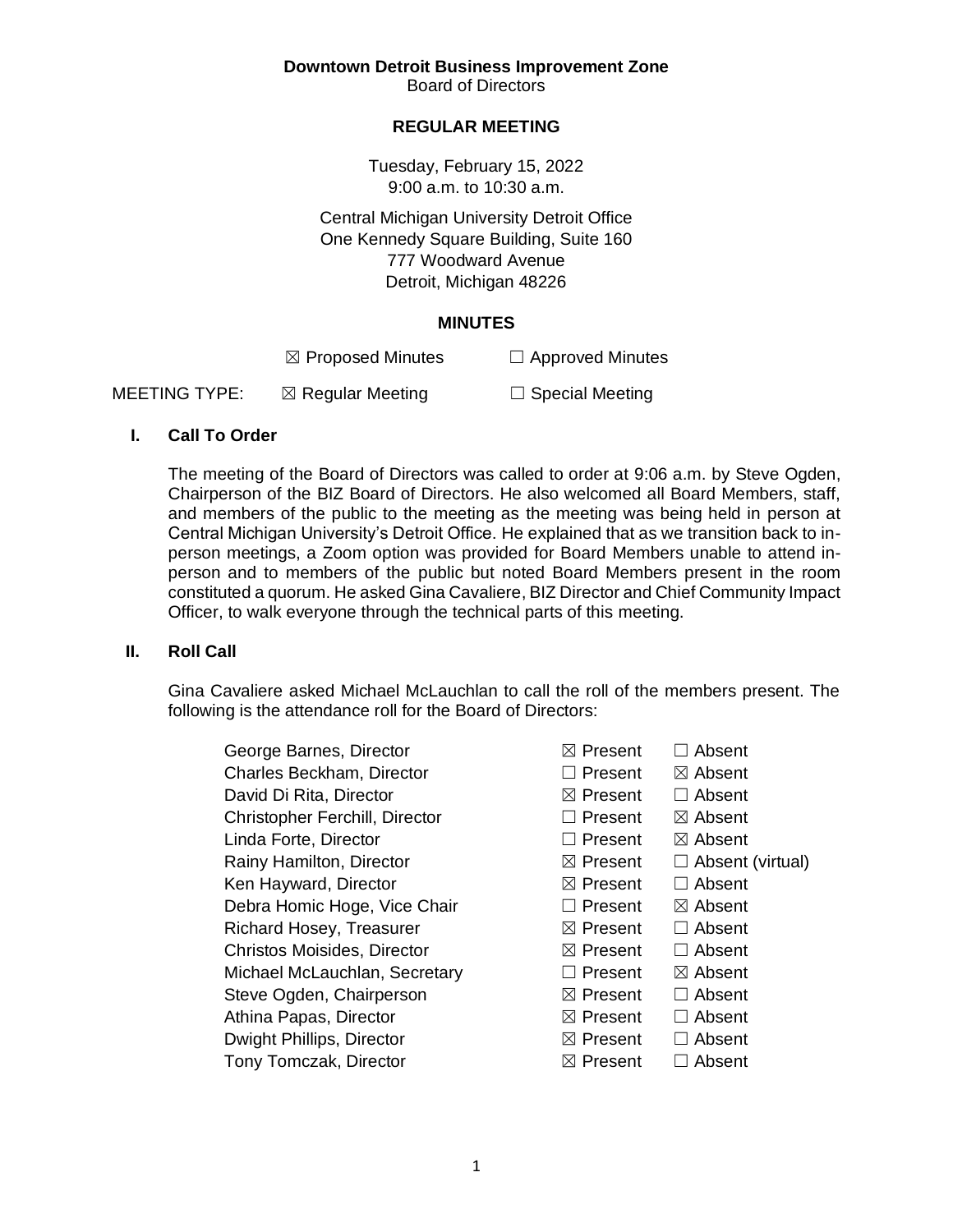**Downtown Detroit Business Improvement Zone**

Board of Directors

**REGULAR MEETING**

Tuesday, February 15, 2022
9:00 a.m. to 10:30 a.m.

Central Michigan University Detroit Office
One Kennedy Square Building, Suite 160
777 Woodward Avenue
Detroit, Michigan 48226

**MINUTES**

☒ Proposed Minutes ☐ Approved Minutes

MEETING TYPE: ☒ Regular Meeting ☐ Special Meeting

## I. Call To Order

The meeting of the Board of Directors was called to order at 9:06 a.m. by Steve Ogden, Chairperson of the BIZ Board of Directors. He also welcomed all Board Members, staff, and members of the public to the meeting as the meeting was being held in person at Central Michigan University's Detroit Office. He explained that as we transition back to in-person meetings, a Zoom option was provided for Board Members unable to attend in-person and to members of the public but noted Board Members present in the room constituted a quorum. He asked Gina Cavaliere, BIZ Director and Chief Community Impact Officer, to walk everyone through the technical parts of this meeting.

## II. Roll Call

Gina Cavaliere asked Michael McLauchlan to call the roll of the members present. The following is the attendance roll for the Board of Directors:

| Name | Present | Absent |
|---|---|---|
| George Barnes, Director | ☒ Present | ☐ Absent |
| Charles Beckham, Director | ☐ Present | ☒ Absent |
| David Di Rita, Director | ☒ Present | ☐ Absent |
| Christopher Ferchill, Director | ☐ Present | ☒ Absent |
| Linda Forte, Director | ☐ Present | ☒ Absent |
| Rainy Hamilton, Director | ☒ Present | ☐ Absent (virtual) |
| Ken Hayward, Director | ☒ Present | ☐ Absent |
| Debra Homic Hoge, Vice Chair | ☐ Present | ☒ Absent |
| Richard Hosey, Treasurer | ☒ Present | ☐ Absent |
| Christos Moisides, Director | ☒ Present | ☐ Absent |
| Michael McLauchlan, Secretary | ☐ Present | ☒ Absent |
| Steve Ogden, Chairperson | ☒ Present | ☐ Absent |
| Athina Papas, Director | ☒ Present | ☐ Absent |
| Dwight Phillips, Director | ☒ Present | ☐ Absent |
| Tony Tomczak, Director | ☒ Present | ☐ Absent |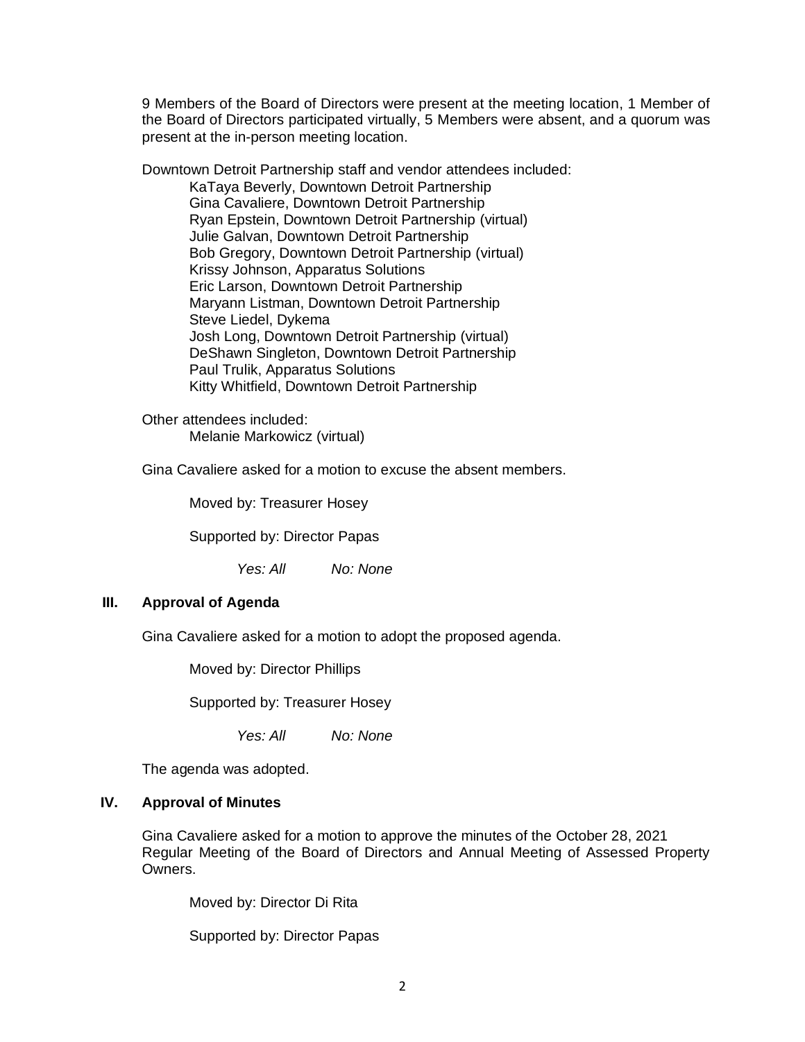9 Members of the Board of Directors were present at the meeting location, 1 Member of the Board of Directors participated virtually, 5 Members were absent, and a quorum was present at the in-person meeting location.

Downtown Detroit Partnership staff and vendor attendees included:

KaTaya Beverly, Downtown Detroit Partnership
Gina Cavaliere, Downtown Detroit Partnership
Ryan Epstein, Downtown Detroit Partnership (virtual)
Julie Galvan, Downtown Detroit Partnership
Bob Gregory, Downtown Detroit Partnership (virtual)
Krissy Johnson, Apparatus Solutions
Eric Larson, Downtown Detroit Partnership
Maryann Listman, Downtown Detroit Partnership
Steve Liedel, Dykema
Josh Long, Downtown Detroit Partnership (virtual)
DeShawn Singleton, Downtown Detroit Partnership
Paul Trulik, Apparatus Solutions
Kitty Whitfield, Downtown Detroit Partnership

Other attendees included:

Melanie Markowicz (virtual)

Gina Cavaliere asked for a motion to excuse the absent members.

Moved by: Treasurer Hosey

Supported by: Director Papas

*Yes: All* *No: None*

## III. Approval of Agenda

Gina Cavaliere asked for a motion to adopt the proposed agenda.

Moved by: Director Phillips

Supported by: Treasurer Hosey

*Yes: All* *No: None*

The agenda was adopted.

## IV. Approval of Minutes

Gina Cavaliere asked for a motion to approve the minutes of the October 28, 2021 Regular Meeting of the Board of Directors and Annual Meeting of Assessed Property Owners.

Moved by: Director Di Rita

Supported by: Director Papas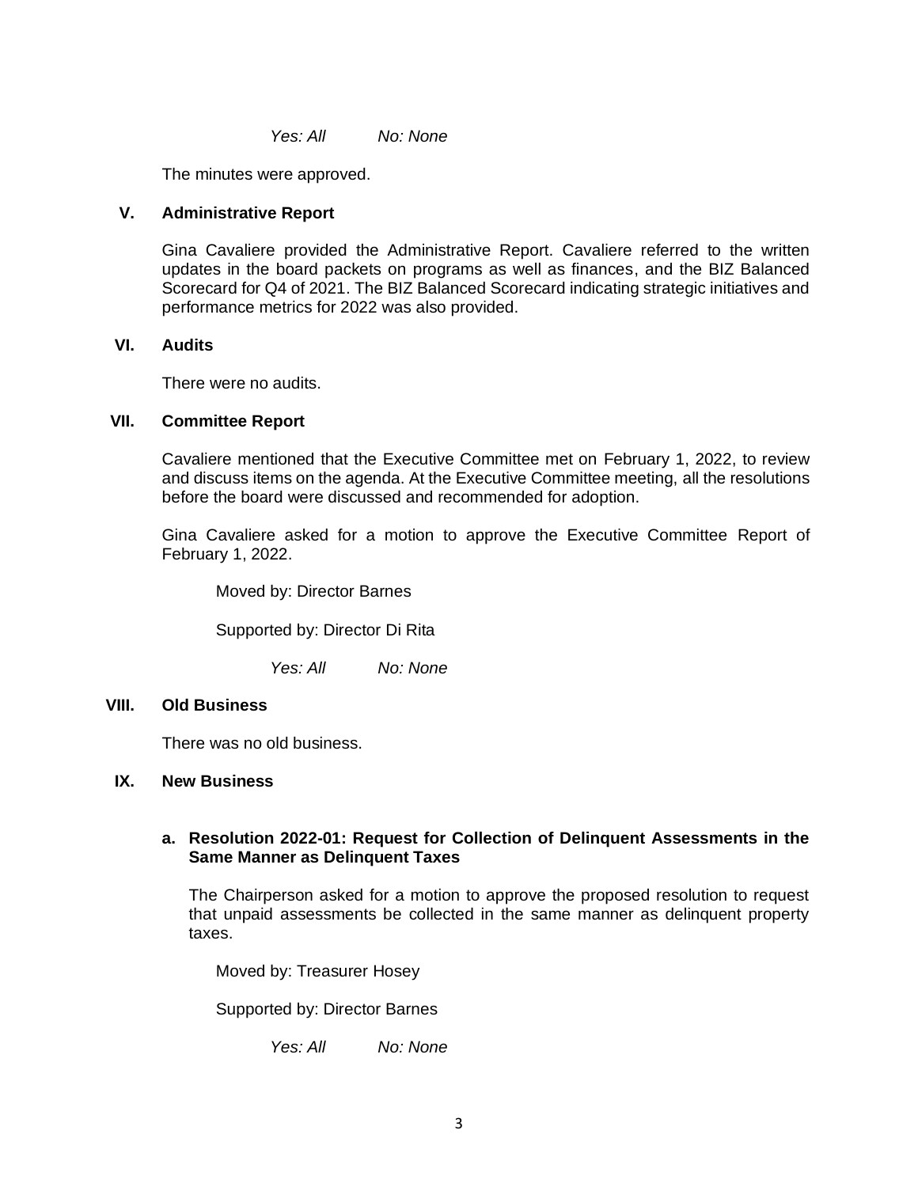*Yes: All* *No: None*

The minutes were approved.

## V. Administrative Report

Gina Cavaliere provided the Administrative Report. Cavaliere referred to the written updates in the board packets on programs as well as finances, and the BIZ Balanced Scorecard for Q4 of 2021. The BIZ Balanced Scorecard indicating strategic initiatives and performance metrics for 2022 was also provided.

## VI. Audits

There were no audits.

## VII. Committee Report

Cavaliere mentioned that the Executive Committee met on February 1, 2022, to review and discuss items on the agenda. At the Executive Committee meeting, all the resolutions before the board were discussed and recommended for adoption.

Gina Cavaliere asked for a motion to approve the Executive Committee Report of February 1, 2022.

Moved by: Director Barnes

Supported by: Director Di Rita

*Yes: All* *No: None*

## VIII. Old Business

There was no old business.

## IX. New Business

### a. Resolution 2022-01: Request for Collection of Delinquent Assessments in the Same Manner as Delinquent Taxes

The Chairperson asked for a motion to approve the proposed resolution to request that unpaid assessments be collected in the same manner as delinquent property taxes.

Moved by: Treasurer Hosey

Supported by: Director Barnes

*Yes: All* *No: None*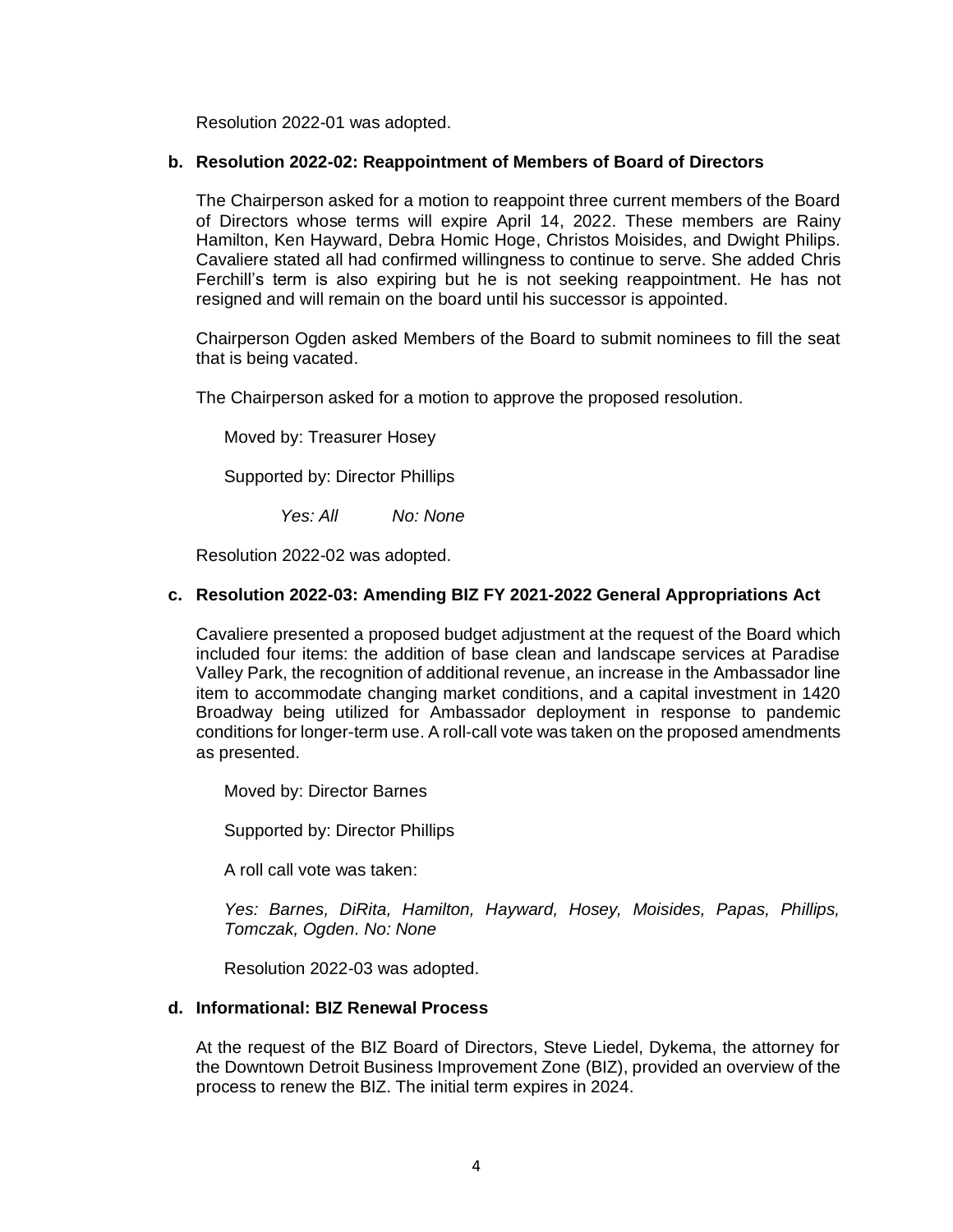Resolution 2022-01 was adopted.

**b. Resolution 2022-02: Reappointment of Members of Board of Directors**

The Chairperson asked for a motion to reappoint three current members of the Board of Directors whose terms will expire April 14, 2022. These members are Rainy Hamilton, Ken Hayward, Debra Homic Hoge, Christos Moisides, and Dwight Philips. Cavaliere stated all had confirmed willingness to continue to serve. She added Chris Ferchill's term is also expiring but he is not seeking reappointment. He has not resigned and will remain on the board until his successor is appointed.

Chairperson Ogden asked Members of the Board to submit nominees to fill the seat that is being vacated.

The Chairperson asked for a motion to approve the proposed resolution.

Moved by: Treasurer Hosey

Supported by: Director Phillips

*Yes: All* *No: None*

Resolution 2022-02 was adopted.

**c. Resolution 2022-03: Amending BIZ FY 2021-2022 General Appropriations Act**

Cavaliere presented a proposed budget adjustment at the request of the Board which included four items: the addition of base clean and landscape services at Paradise Valley Park, the recognition of additional revenue, an increase in the Ambassador line item to accommodate changing market conditions, and a capital investment in 1420 Broadway being utilized for Ambassador deployment in response to pandemic conditions for longer-term use. A roll-call vote was taken on the proposed amendments as presented.

Moved by: Director Barnes

Supported by: Director Phillips

A roll call vote was taken:

*Yes: Barnes, DiRita, Hamilton, Hayward, Hosey, Moisides, Papas, Phillips, Tomczak, Ogden. No: None*

Resolution 2022-03 was adopted.

**d. Informational: BIZ Renewal Process**

At the request of the BIZ Board of Directors, Steve Liedel, Dykema, the attorney for the Downtown Detroit Business Improvement Zone (BIZ), provided an overview of the process to renew the BIZ. The initial term expires in 2024.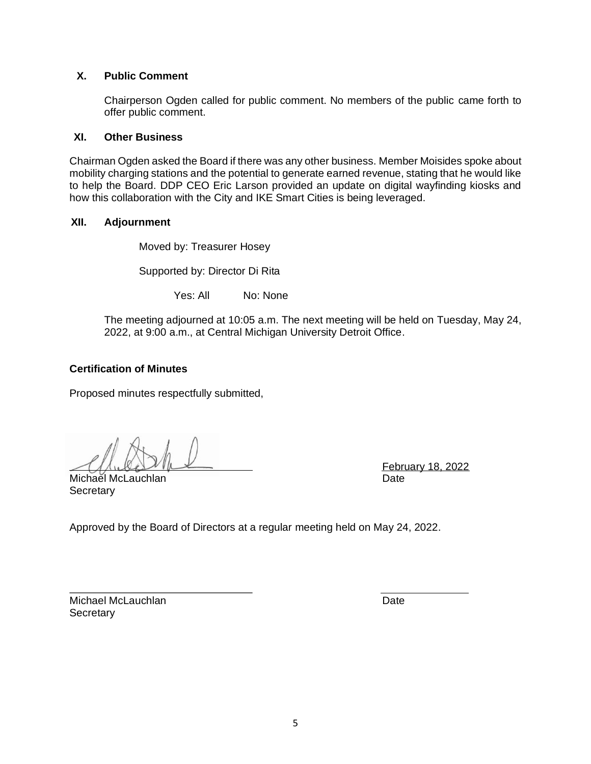## X. Public Comment

Chairperson Ogden called for public comment. No members of the public came forth to offer public comment.

## XI. Other Business

Chairman Ogden asked the Board if there was any other business. Member Moisides spoke about mobility charging stations and the potential to generate earned revenue, stating that he would like to help the Board. DDP CEO Eric Larson provided an update on digital wayfinding kiosks and how this collaboration with the City and IKE Smart Cities is being leveraged.

## XII. Adjournment

Moved by: Treasurer Hosey

Supported by: Director Di Rita

Yes: All     No: None

The meeting adjourned at 10:05 a.m. The next meeting will be held on Tuesday, May 24, 2022, at 9:00 a.m., at Central Michigan University Detroit Office.

**Certification of Minutes**

Proposed minutes respectfully submitted,

Michael McLauchlan
Secretary

February 18, 2022
Date

Approved by the Board of Directors at a regular meeting held on May 24, 2022.

Michael McLauchlan
Secretary

Date